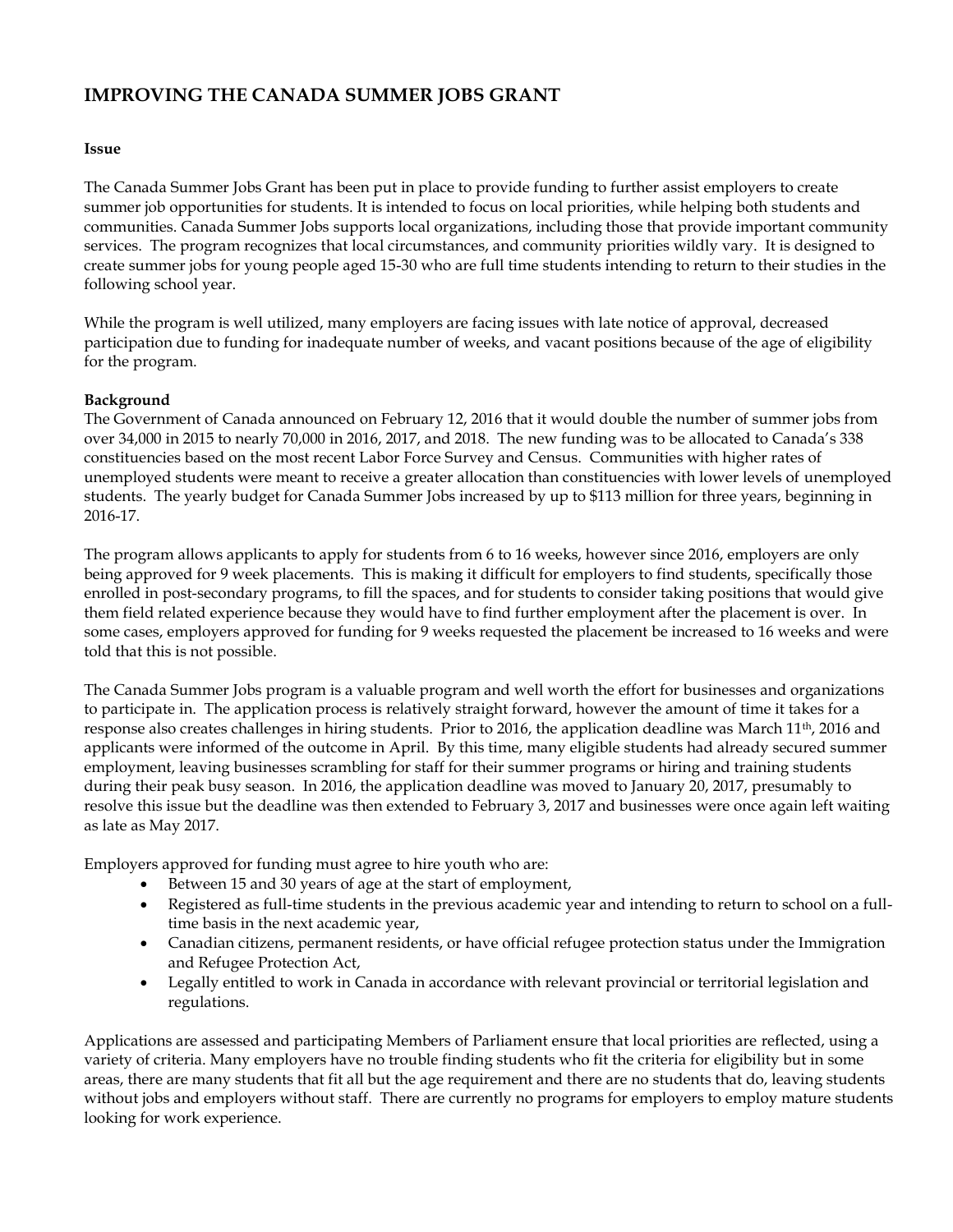# IMPROVING THE CANADA SUMMER JOBS GRANT

**Issue**

The Canada Summer Jobs Grant has been put in place to provide funding to further assist employers to create summer job opportunities for students. It is intended to focus on local priorities, while helping both students and communities. Canada Summer Jobs supports local organizations, including those that provide important community services. The program recognizes that local circumstances, and community priorities wildly vary. It is designed to create summer jobs for young people aged 15-30 who are full time students intending to return to their studies in the following school year.

While the program is well utilized, many employers are facing issues with late notice of approval, decreased participation due to funding for inadequate number of weeks, and vacant positions because of the age of eligibility for the program.

**Background**

The Government of Canada announced on February 12, 2016 that it would double the number of summer jobs from over 34,000 in 2015 to nearly 70,000 in 2016, 2017, and 2018. The new funding was to be allocated to Canada's 338 constituencies based on the most recent Labor Force Survey and Census. Communities with higher rates of unemployed students were meant to receive a greater allocation than constituencies with lower levels of unemployed students. The yearly budget for Canada Summer Jobs increased by up to $113 million for three years, beginning in 2016-17.

The program allows applicants to apply for students from 6 to 16 weeks, however since 2016, employers are only being approved for 9 week placements. This is making it difficult for employers to find students, specifically those enrolled in post-secondary programs, to fill the spaces, and for students to consider taking positions that would give them field related experience because they would have to find further employment after the placement is over. In some cases, employers approved for funding for 9 weeks requested the placement be increased to 16 weeks and were told that this is not possible.

The Canada Summer Jobs program is a valuable program and well worth the effort for businesses and organizations to participate in. The application process is relatively straight forward, however the amount of time it takes for a response also creates challenges in hiring students. Prior to 2016, the application deadline was March 11th, 2016 and applicants were informed of the outcome in April. By this time, many eligible students had already secured summer employment, leaving businesses scrambling for staff for their summer programs or hiring and training students during their peak busy season. In 2016, the application deadline was moved to January 20, 2017, presumably to resolve this issue but the deadline was then extended to February 3, 2017 and businesses were once again left waiting as late as May 2017.

Employers approved for funding must agree to hire youth who are:

- Between 15 and 30 years of age at the start of employment,
- Registered as full-time students in the previous academic year and intending to return to school on a full-time basis in the next academic year,
- Canadian citizens, permanent residents, or have official refugee protection status under the Immigration and Refugee Protection Act,
- Legally entitled to work in Canada in accordance with relevant provincial or territorial legislation and regulations.

Applications are assessed and participating Members of Parliament ensure that local priorities are reflected, using a variety of criteria. Many employers have no trouble finding students who fit the criteria for eligibility but in some areas, there are many students that fit all but the age requirement and there are no students that do, leaving students without jobs and employers without staff. There are currently no programs for employers to employ mature students looking for work experience.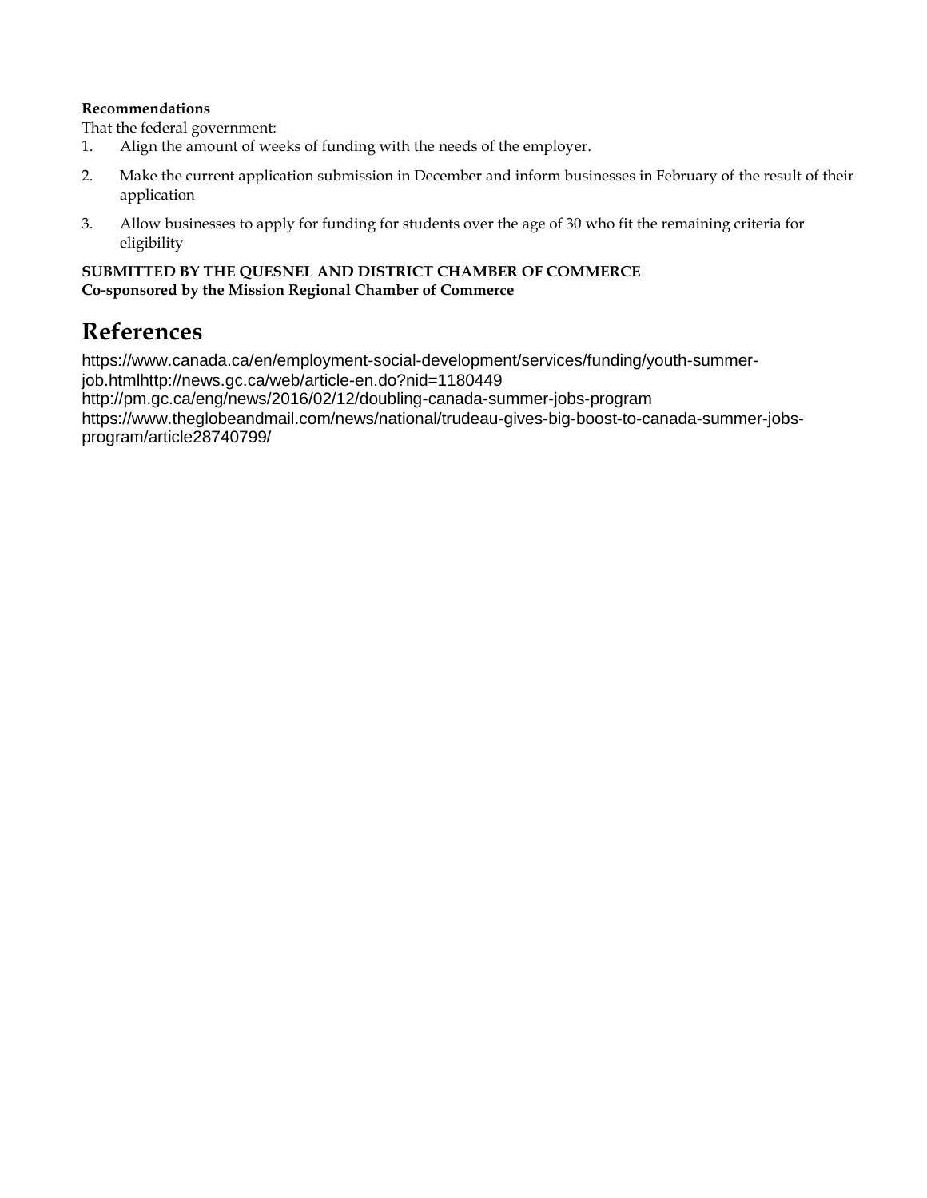**Recommendations**

That the federal government:

1. Align the amount of weeks of funding with the needs of the employer.
2. Make the current application submission in December and inform businesses in February of the result of their application
3. Allow businesses to apply for funding for students over the age of 30 who fit the remaining criteria for eligibility

**SUBMITTED BY THE QUESNEL AND DISTRICT CHAMBER OF COMMERCE**
**Co-sponsored by the Mission Regional Chamber of Commerce**

# References

https://www.canada.ca/en/employment-social-development/services/funding/youth-summer-job.htmlhttp://news.gc.ca/web/article-en.do?nid=1180449
http://pm.gc.ca/eng/news/2016/02/12/doubling-canada-summer-jobs-program
https://www.theglobeandmail.com/news/national/trudeau-gives-big-boost-to-canada-summer-jobs-program/article28740799/